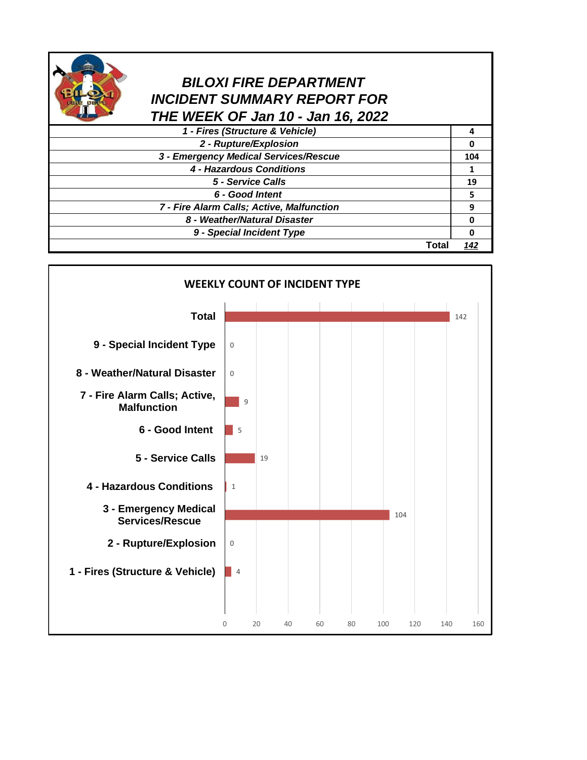# *BILOXI FIRE DEPARTMENT*
# *INCIDENT SUMMARY REPORT FOR*
# *THE WEEK OF Jan 10 - Jan 16, 2022*

| Incident Type | Count |
|---|---|
| *1 - Fires (Structure & Vehicle)* | 4 |
| *2 - Rupture/Explosion* | 0 |
| *3 - Emergency Medical Services/Rescue* | 104 |
| *4 - Hazardous Conditions* | 1 |
| *5 - Service Calls* | 19 |
| *6 - Good Intent* | 5 |
| *7 - Fire Alarm Calls; Active, Malfunction* | 9 |
| *8 - Weather/Natural Disaster* | 0 |
| *9 - Special Incident Type* | 0 |
| **Total** | ***142*** |

## WEEKLY COUNT OF INCIDENT TYPE

| Incident Type | Count |
|---|---|
| Total | 142 |
| 9 - Special Incident Type | 0 |
| 8 - Weather/Natural Disaster | 0 |
| 7 - Fire Alarm Calls; Active, Malfunction | 9 |
| 6 - Good Intent | 5 |
| 5 - Service Calls | 19 |
| 4 - Hazardous Conditions | 1 |
| 3 - Emergency Medical Services/Rescue | 104 |
| 2 - Rupture/Explosion | 0 |
| 1 - Fires (Structure & Vehicle) | 4 |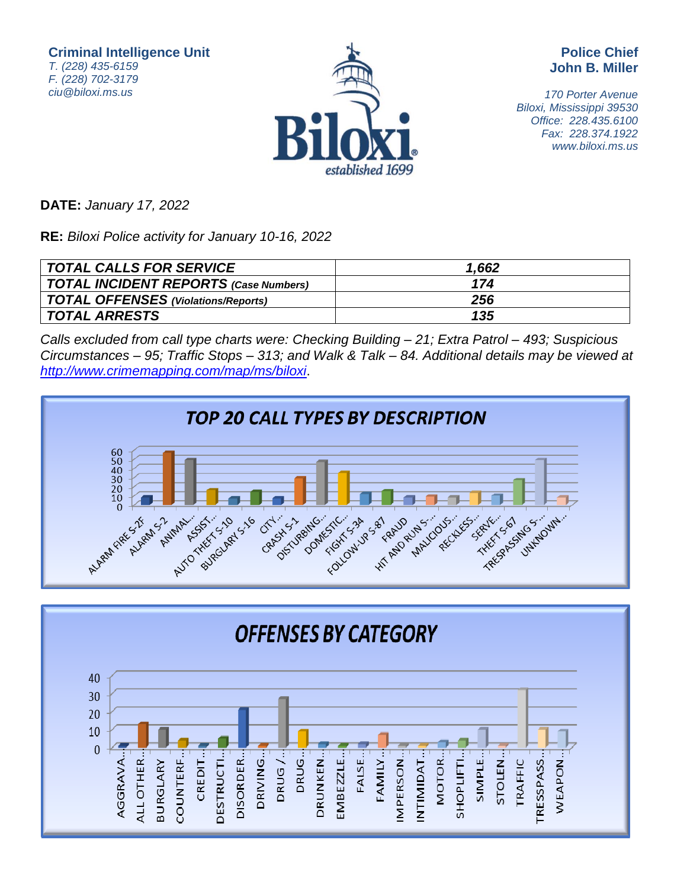**Criminal Intelligence Unit**
*T. (228) 435-6159*
*F. (228) 702-3179*
*ciu@biloxi.ms.us*

**Police Chief**
**John B. Miller**

*170 Porter Avenue*
*Biloxi, Mississippi 39530*
*Office: 228.435.6100*
*Fax: 228.374.1922*
*www.biloxi.ms.us*

**DATE:** *January 17, 2022*

**RE:** *Biloxi Police activity for January 10-16, 2022*

| | |
|---|---|
| ***TOTAL CALLS FOR SERVICE*** | ***1,662*** |
| ***TOTAL INCIDENT REPORTS** (Case Numbers)* | ***174*** |
| ***TOTAL OFFENSES** (Violations/Reports)* | ***256*** |
| ***TOTAL ARRESTS*** | ***135*** |

*Calls excluded from call type charts were: Checking Building – 21; Extra Patrol – 493; Suspicious Circumstances – 95; Traffic Stops – 313; and Walk & Talk – 84. Additional details may be viewed at [http://www.crimemapping.com/map/ms/biloxi](http://www.crimemapping.com/map/ms/biloxi).*

## TOP 20 CALL TYPES BY DESCRIPTION

ALARM FIRE S-2F, ALARM S-2, ANIMAL..., ASSIST..., AUTO THEFT S-10, BURGLARY S-16, CITY..., CRASH S-1, DISTURBING..., DOMESTIC..., FIGHT S-34, FOLLOW-UP S-87, FRAUD, HIT AND RUN S-..., MALICIOUS..., RECKLESS..., SERVE..., THEFT S-67, TRESPASSING S-..., UNKNOWN...

## OFFENSES BY CATEGORY

AGGRAVA..., ALL OTHER..., BURGLARY, COUNTERF..., CREDIT..., DESTRUCTI..., DISORDER..., DRIVING..., DRUG /..., DRUG..., DRUNKEN..., EMBEZZLE..., FALSE..., FAMILY..., IMPERSON..., INTIMIDAT..., MOTOR..., SHOPLIFTI..., SIMPLE..., STOLEN..., TRAFFIC, TRESSPASS..., WEAPON...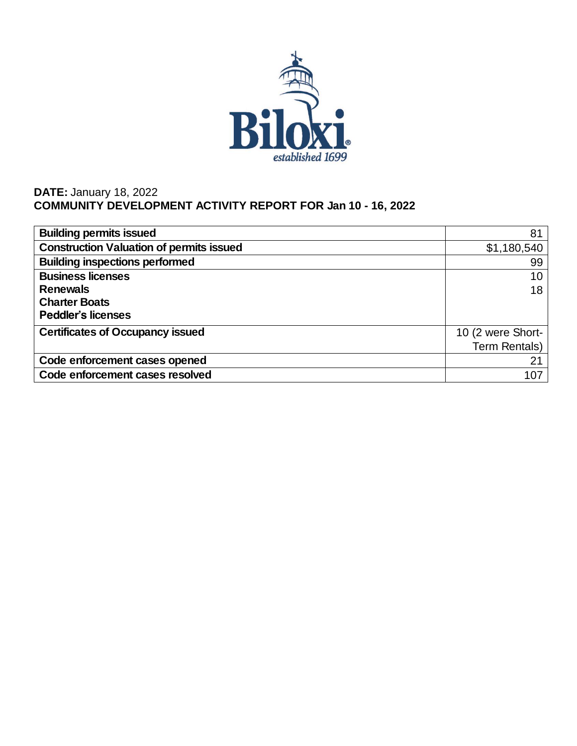**DATE:** January 18, 2022
**COMMUNITY DEVELOPMENT ACTIVITY REPORT FOR Jan 10 - 16, 2022**

| | |
|---|---|
| **Building permits issued** | 81 |
| **Construction Valuation of permits issued** | $1,180,540 |
| **Building inspections performed** | 99 |
| **Business licenses**<br>**Renewals**<br>**Charter Boats**<br>**Peddler's licenses** | 10<br>18 |
| **Certificates of Occupancy issued** | 10 (2 were Short-Term Rentals) |
| **Code enforcement cases opened** | 21 |
| **Code enforcement cases resolved** | 107 |